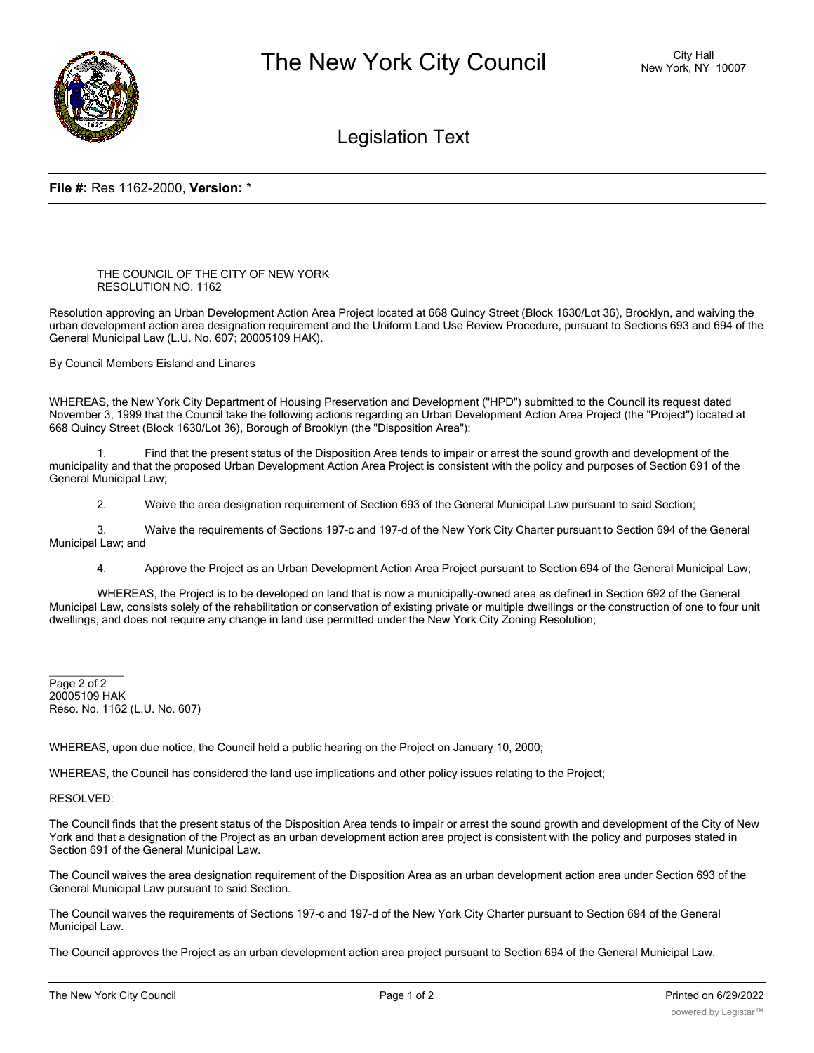# The New York City Council

City Hall
New York, NY 10007

## Legislation Text

**File #:** Res 1162-2000, **Version:** *

THE COUNCIL OF THE CITY OF NEW YORK
RESOLUTION NO. 1162

Resolution approving an Urban Development Action Area Project located at 668 Quincy Street (Block 1630/Lot 36), Brooklyn, and waiving the urban development action area designation requirement and the Uniform Land Use Review Procedure, pursuant to Sections 693 and 694 of the General Municipal Law (L.U. No. 607; 20005109 HAK).

By Council Members Eisland and Linares

WHEREAS, the New York City Department of Housing Preservation and Development ("HPD") submitted to the Council its request dated November 3, 1999 that the Council take the following actions regarding an Urban Development Action Area Project (the "Project") located at 668 Quincy Street (Block 1630/Lot 36), Borough of Brooklyn (the "Disposition Area"):

1. Find that the present status of the Disposition Area tends to impair or arrest the sound growth and development of the municipality and that the proposed Urban Development Action Area Project is consistent with the policy and purposes of Section 691 of the General Municipal Law;

2. Waive the area designation requirement of Section 693 of the General Municipal Law pursuant to said Section;

3. Waive the requirements of Sections 197-c and 197-d of the New York City Charter pursuant to Section 694 of the General Municipal Law; and

4. Approve the Project as an Urban Development Action Area Project pursuant to Section 694 of the General Municipal Law;

WHEREAS, the Project is to be developed on land that is now a municipally-owned area as defined in Section 692 of the General Municipal Law, consists solely of the rehabilitation or conservation of existing private or multiple dwellings or the construction of one to four unit dwellings, and does not require any change in land use permitted under the New York City Zoning Resolution;

Page 2 of 2
20005109 HAK
Reso. No. 1162 (L.U. No. 607)

WHEREAS, upon due notice, the Council held a public hearing on the Project on January 10, 2000;

WHEREAS, the Council has considered the land use implications and other policy issues relating to the Project;

RESOLVED:

The Council finds that the present status of the Disposition Area tends to impair or arrest the sound growth and development of the City of New York and that a designation of the Project as an urban development action area project is consistent with the policy and purposes stated in Section 691 of the General Municipal Law.

The Council waives the area designation requirement of the Disposition Area as an urban development action area under Section 693 of the General Municipal Law pursuant to said Section.

The Council waives the requirements of Sections 197-c and 197-d of the New York City Charter pursuant to Section 694 of the General Municipal Law.

The Council approves the Project as an urban development action area project pursuant to Section 694 of the General Municipal Law.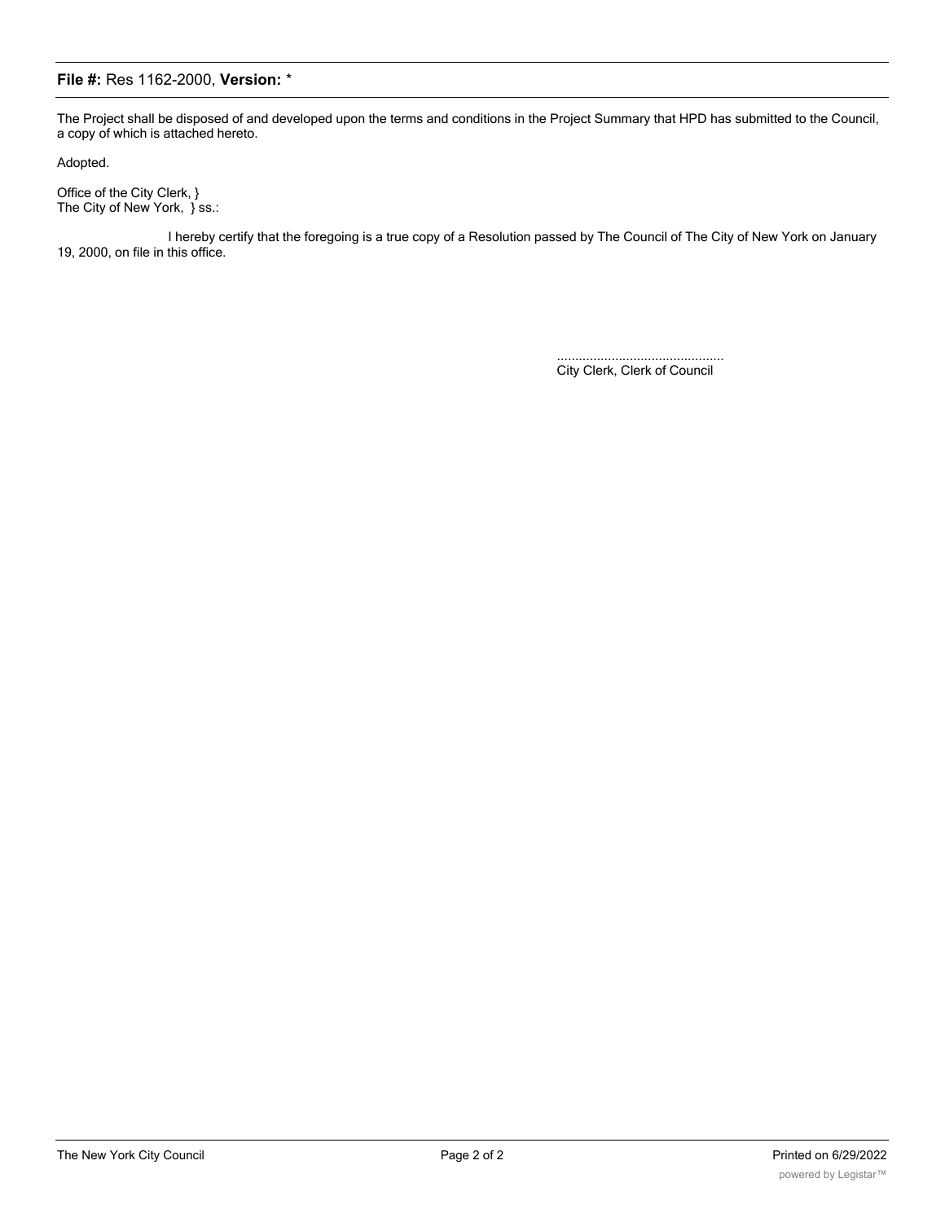The Project shall be disposed of and developed upon the terms and conditions in the Project Summary that HPD has submitted to the Council, a copy of which is attached hereto.

Adopted.

Office of the City Clerk, }
The City of New York, } ss.:

I hereby certify that the foregoing is a true copy of a Resolution passed by The Council of The City of New York on January 19, 2000, on file in this office.

.............................................
City Clerk, Clerk of Council